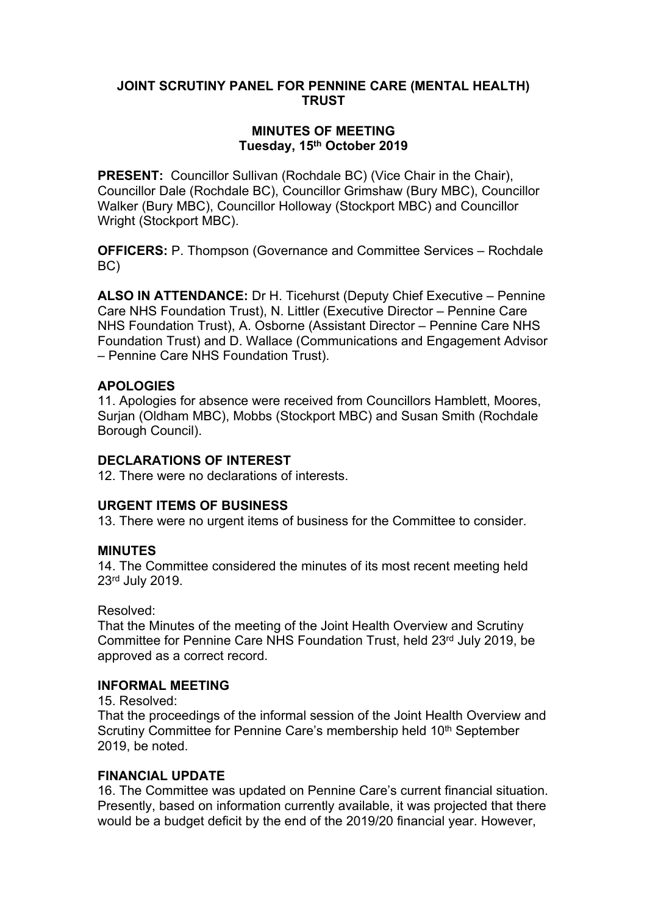# JOINT SCRUTINY PANEL FOR PENNINE CARE (MENTAL HEALTH) TRUST

## MINUTES OF MEETING
## Tuesday, 15th October 2019

**PRESENT:** Councillor Sullivan (Rochdale BC) (Vice Chair in the Chair), Councillor Dale (Rochdale BC), Councillor Grimshaw (Bury MBC), Councillor Walker (Bury MBC), Councillor Holloway (Stockport MBC) and Councillor Wright (Stockport MBC).

**OFFICERS:** P. Thompson (Governance and Committee Services – Rochdale BC)

**ALSO IN ATTENDANCE:** Dr H. Ticehurst (Deputy Chief Executive – Pennine Care NHS Foundation Trust), N. Littler (Executive Director – Pennine Care NHS Foundation Trust), A. Osborne (Assistant Director – Pennine Care NHS Foundation Trust) and D. Wallace (Communications and Engagement Advisor – Pennine Care NHS Foundation Trust).

**APOLOGIES**

11. Apologies for absence were received from Councillors Hamblett, Moores, Surjan (Oldham MBC), Mobbs (Stockport MBC) and Susan Smith (Rochdale Borough Council).

**DECLARATIONS OF INTEREST**

12. There were no declarations of interests.

**URGENT ITEMS OF BUSINESS**

13. There were no urgent items of business for the Committee to consider.

**MINUTES**

14. The Committee considered the minutes of its most recent meeting held 23rd July 2019.

Resolved:
That the Minutes of the meeting of the Joint Health Overview and Scrutiny Committee for Pennine Care NHS Foundation Trust, held 23rd July 2019, be approved as a correct record.

**INFORMAL MEETING**

15. Resolved:
That the proceedings of the informal session of the Joint Health Overview and Scrutiny Committee for Pennine Care's membership held 10th September 2019, be noted.

**FINANCIAL UPDATE**

16. The Committee was updated on Pennine Care's current financial situation. Presently, based on information currently available, it was projected that there would be a budget deficit by the end of the 2019/20 financial year. However,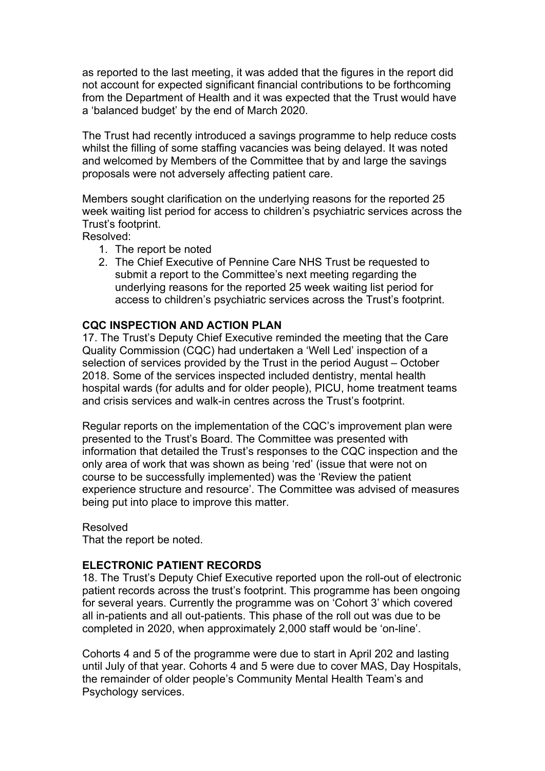as reported to the last meeting, it was added that the figures in the report did not account for expected significant financial contributions to be forthcoming from the Department of Health and it was expected that the Trust would have a 'balanced budget' by the end of March 2020.

The Trust had recently introduced a savings programme to help reduce costs whilst the filling of some staffing vacancies was being delayed. It was noted and welcomed by Members of the Committee that by and large the savings proposals were not adversely affecting patient care.

Members sought clarification on the underlying reasons for the reported 25 week waiting list period for access to children's psychiatric services across the Trust's footprint.

Resolved:

1. The report be noted
2. The Chief Executive of Pennine Care NHS Trust be requested to submit a report to the Committee's next meeting regarding the underlying reasons for the reported 25 week waiting list period for access to children's psychiatric services across the Trust's footprint.

**CQC INSPECTION AND ACTION PLAN**

17. The Trust's Deputy Chief Executive reminded the meeting that the Care Quality Commission (CQC) had undertaken a 'Well Led' inspection of a selection of services provided by the Trust in the period August – October 2018. Some of the services inspected included dentistry, mental health hospital wards (for adults and for older people), PICU, home treatment teams and crisis services and walk-in centres across the Trust's footprint.

Regular reports on the implementation of the CQC's improvement plan were presented to the Trust's Board. The Committee was presented with information that detailed the Trust's responses to the CQC inspection and the only area of work that was shown as being 'red' (issue that were not on course to be successfully implemented) was the 'Review the patient experience structure and resource'. The Committee was advised of measures being put into place to improve this matter.

Resolved

That the report be noted.

**ELECTRONIC PATIENT RECORDS**

18. The Trust's Deputy Chief Executive reported upon the roll-out of electronic patient records across the trust's footprint. This programme has been ongoing for several years. Currently the programme was on 'Cohort 3' which covered all in-patients and all out-patients. This phase of the roll out was due to be completed in 2020, when approximately 2,000 staff would be 'on-line'.

Cohorts 4 and 5 of the programme were due to start in April 202 and lasting until July of that year. Cohorts 4 and 5 were due to cover MAS, Day Hospitals, the remainder of older people's Community Mental Health Team's and Psychology services.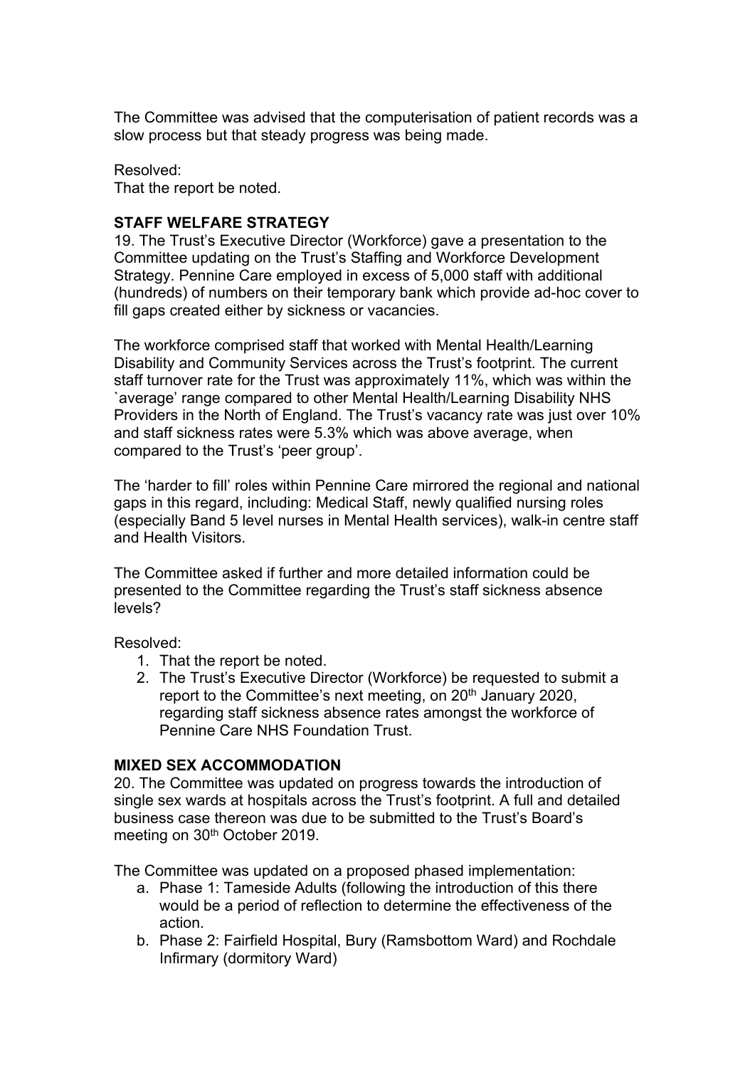The Committee was advised that the computerisation of patient records was a slow process but that steady progress was being made.

Resolved:
That the report be noted.

**STAFF WELFARE STRATEGY**

19. The Trust's Executive Director (Workforce) gave a presentation to the Committee updating on the Trust's Staffing and Workforce Development Strategy. Pennine Care employed in excess of 5,000 staff with additional (hundreds) of numbers on their temporary bank which provide ad-hoc cover to fill gaps created either by sickness or vacancies.

The workforce comprised staff that worked with Mental Health/Learning Disability and Community Services across the Trust's footprint. The current staff turnover rate for the Trust was approximately 11%, which was within the `average' range compared to other Mental Health/Learning Disability NHS Providers in the North of England. The Trust's vacancy rate was just over 10% and staff sickness rates were 5.3% which was above average, when compared to the Trust's 'peer group'.

The 'harder to fill' roles within Pennine Care mirrored the regional and national gaps in this regard, including: Medical Staff, newly qualified nursing roles (especially Band 5 level nurses in Mental Health services), walk-in centre staff and Health Visitors.

The Committee asked if further and more detailed information could be presented to the Committee regarding the Trust's staff sickness absence levels?

Resolved:

1. That the report be noted.
2. The Trust's Executive Director (Workforce) be requested to submit a report to the Committee's next meeting, on 20th January 2020, regarding staff sickness absence rates amongst the workforce of Pennine Care NHS Foundation Trust.

**MIXED SEX ACCOMMODATION**

20. The Committee was updated on progress towards the introduction of single sex wards at hospitals across the Trust's footprint. A full and detailed business case thereon was due to be submitted to the Trust's Board's meeting on 30th October 2019.

The Committee was updated on a proposed phased implementation:

a. Phase 1: Tameside Adults (following the introduction of this there would be a period of reflection to determine the effectiveness of the action.
b. Phase 2: Fairfield Hospital, Bury (Ramsbottom Ward) and Rochdale Infirmary (dormitory Ward)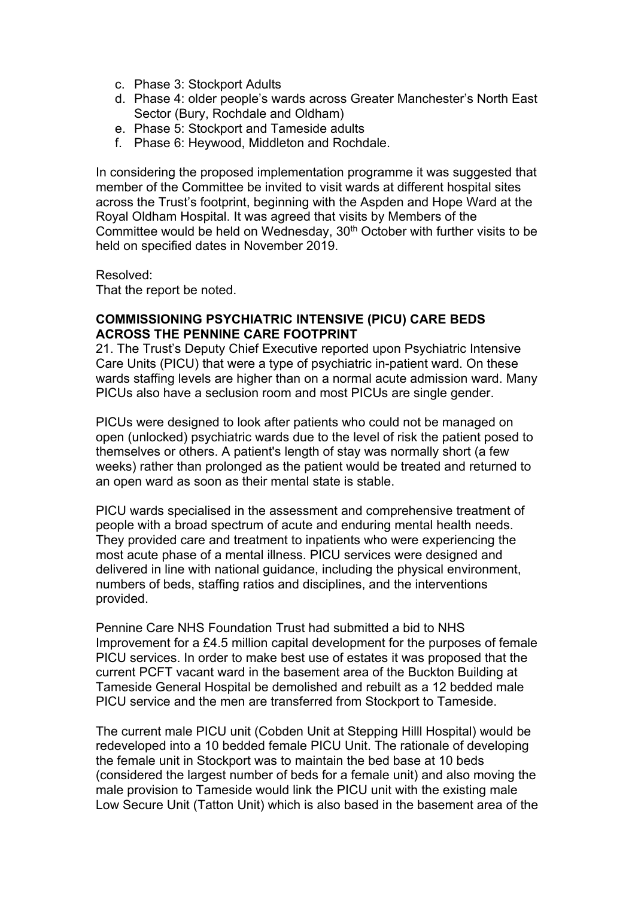c. Phase 3: Stockport Adults
d. Phase 4: older people's wards across Greater Manchester's North East Sector (Bury, Rochdale and Oldham)
e. Phase 5: Stockport and Tameside adults
f. Phase 6: Heywood, Middleton and Rochdale.

In considering the proposed implementation programme it was suggested that member of the Committee be invited to visit wards at different hospital sites across the Trust's footprint, beginning with the Aspden and Hope Ward at the Royal Oldham Hospital. It was agreed that visits by Members of the Committee would be held on Wednesday, 30th October with further visits to be held on specified dates in November 2019.

Resolved:
That the report be noted.

**COMMISSIONING PSYCHIATRIC INTENSIVE (PICU) CARE BEDS ACROSS THE PENNINE CARE FOOTPRINT**

21. The Trust's Deputy Chief Executive reported upon Psychiatric Intensive Care Units (PICU) that were a type of psychiatric in-patient ward. On these wards staffing levels are higher than on a normal acute admission ward. Many PICUs also have a seclusion room and most PICUs are single gender.

PICUs were designed to look after patients who could not be managed on open (unlocked) psychiatric wards due to the level of risk the patient posed to themselves or others. A patient's length of stay was normally short (a few weeks) rather than prolonged as the patient would be treated and returned to an open ward as soon as their mental state is stable.

PICU wards specialised in the assessment and comprehensive treatment of people with a broad spectrum of acute and enduring mental health needs. They provided care and treatment to inpatients who were experiencing the most acute phase of a mental illness. PICU services were designed and delivered in line with national guidance, including the physical environment, numbers of beds, staffing ratios and disciplines, and the interventions provided.

Pennine Care NHS Foundation Trust had submitted a bid to NHS Improvement for a £4.5 million capital development for the purposes of female PICU services. In order to make best use of estates it was proposed that the current PCFT vacant ward in the basement area of the Buckton Building at Tameside General Hospital be demolished and rebuilt as a 12 bedded male PICU service and the men are transferred from Stockport to Tameside.

The current male PICU unit (Cobden Unit at Stepping Hilll Hospital) would be redeveloped into a 10 bedded female PICU Unit. The rationale of developing the female unit in Stockport was to maintain the bed base at 10 beds (considered the largest number of beds for a female unit) and also moving the male provision to Tameside would link the PICU unit with the existing male Low Secure Unit (Tatton Unit) which is also based in the basement area of the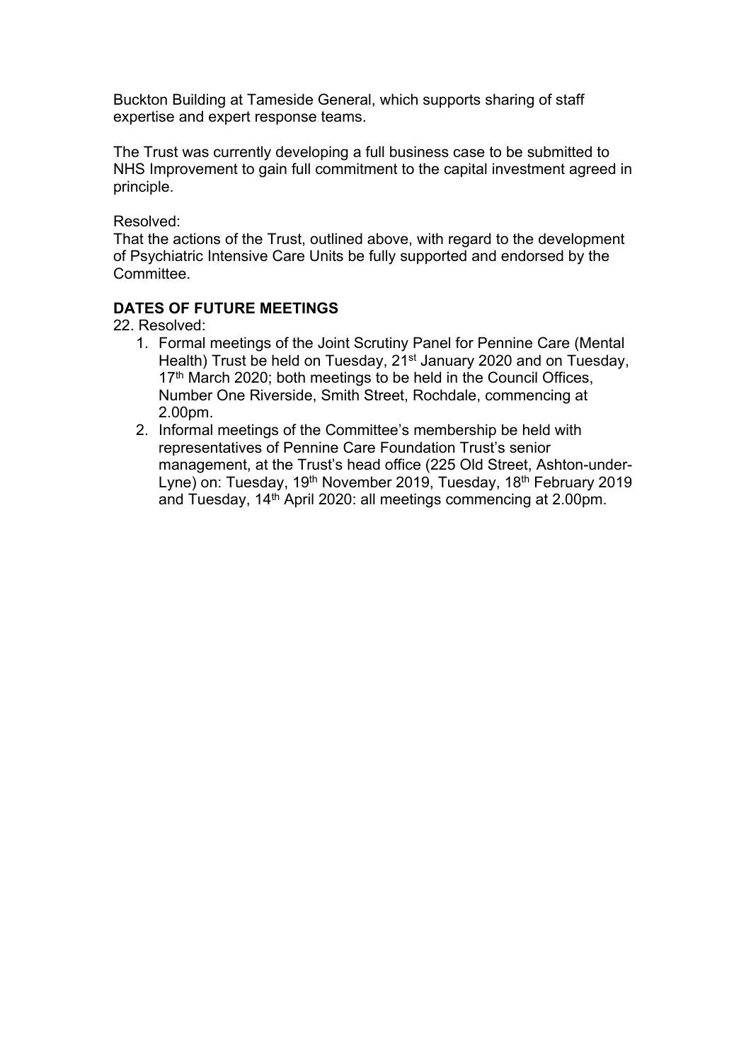Buckton Building at Tameside General, which supports sharing of staff expertise and expert response teams.

The Trust was currently developing a full business case to be submitted to NHS Improvement to gain full commitment to the capital investment agreed in principle.

Resolved:
That the actions of the Trust, outlined above, with regard to the development of Psychiatric Intensive Care Units be fully supported and endorsed by the Committee.

**DATES OF FUTURE MEETINGS**

22. Resolved:

1. Formal meetings of the Joint Scrutiny Panel for Pennine Care (Mental Health) Trust be held on Tuesday, 21st January 2020 and on Tuesday, 17th March 2020; both meetings to be held in the Council Offices, Number One Riverside, Smith Street, Rochdale, commencing at 2.00pm.
2. Informal meetings of the Committee's membership be held with representatives of Pennine Care Foundation Trust's senior management, at the Trust's head office (225 Old Street, Ashton-under-Lyne) on: Tuesday, 19th November 2019, Tuesday, 18th February 2019 and Tuesday, 14th April 2020: all meetings commencing at 2.00pm.